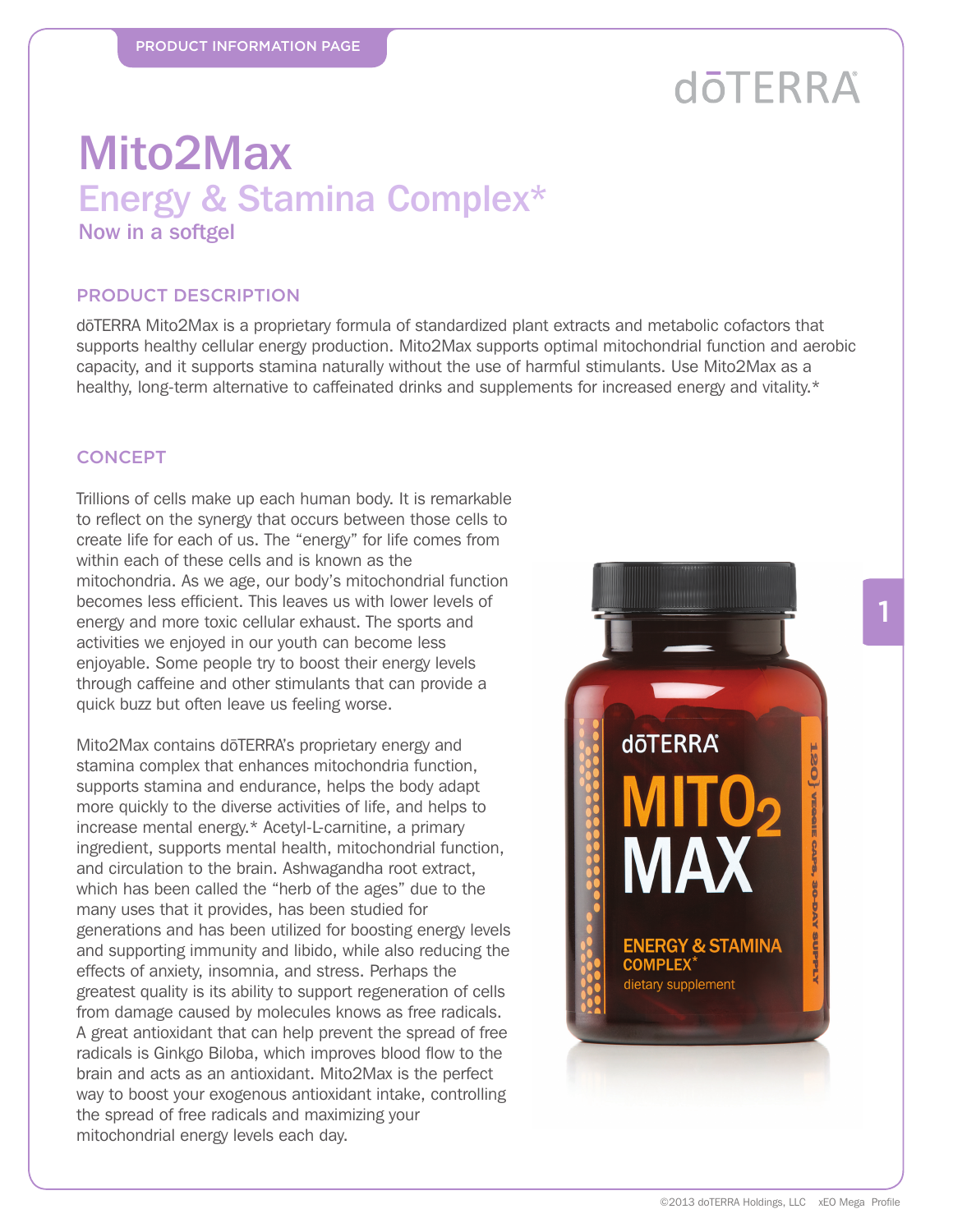PRODUCT INFORMATION PAGE

dōTERRA

# Mito2Max

## Energy & Stamina Complex*

### Now in a softgel

## PRODUCT DESCRIPTION

dōTERRA Mito2Max is a proprietary formula of standardized plant extracts and metabolic cofactors that supports healthy cellular energy production. Mito2Max supports optimal mitochondrial function and aerobic capacity, and it supports stamina naturally without the use of harmful stimulants. Use Mito2Max as a healthy, long-term alternative to caffeinated drinks and supplements for increased energy and vitality.*

## CONCEPT

Trillions of cells make up each human body. It is remarkable to reflect on the synergy that occurs between those cells to create life for each of us. The "energy" for life comes from within each of these cells and is known as the mitochondria. As we age, our body's mitochondrial function becomes less efficient. This leaves us with lower levels of energy and more toxic cellular exhaust. The sports and activities we enjoyed in our youth can become less enjoyable. Some people try to boost their energy levels through caffeine and other stimulants that can provide a quick buzz but often leave us feeling worse.

Mito2Max contains dōTERRA's proprietary energy and stamina complex that enhances mitochondria function, supports stamina and endurance, helps the body adapt more quickly to the diverse activities of life, and helps to increase mental energy.* Acetyl-L-carnitine, a primary ingredient, supports mental health, mitochondrial function, and circulation to the brain. Ashwagandha root extract, which has been called the "herb of the ages" due to the many uses that it provides, has been studied for generations and has been utilized for boosting energy levels and supporting immunity and libido, while also reducing the effects of anxiety, insomnia, and stress. Perhaps the greatest quality is its ability to support regeneration of cells from damage caused by molecules knows as free radicals. A great antioxidant that can help prevent the spread of free radicals is Ginkgo Biloba, which improves blood flow to the brain and acts as an antioxidant. Mito2Max is the perfect way to boost your exogenous antioxidant intake, controlling the spread of free radicals and maximizing your mitochondrial energy levels each day.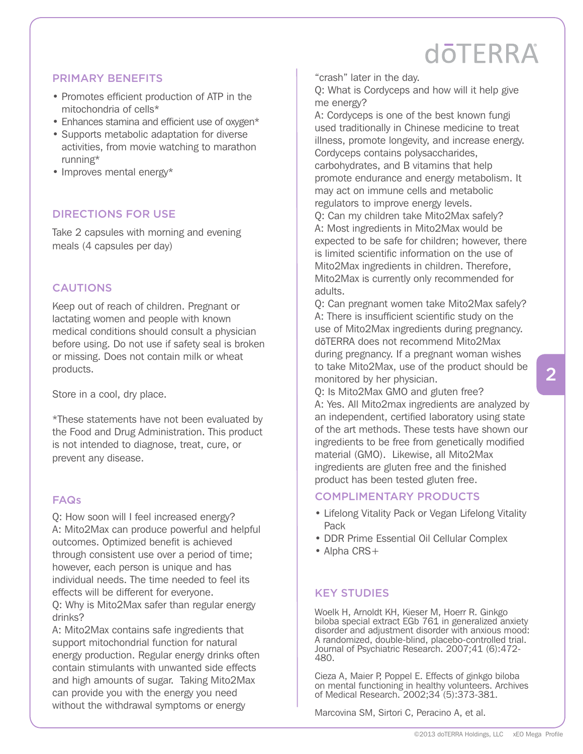## PRIMARY BENEFITS

- Promotes efficient production of ATP in the mitochondria of cells*
- Enhances stamina and efficient use of oxygen*
- Supports metabolic adaptation for diverse activities, from movie watching to marathon running*
- Improves mental energy*

## DIRECTIONS FOR USE

Take 2 capsules with morning and evening meals (4 capsules per day)

## CAUTIONS

Keep out of reach of children. Pregnant or lactating women and people with known medical conditions should consult a physician before using. Do not use if safety seal is broken or missing. Does not contain milk or wheat products.

Store in a cool, dry place.

*These statements have not been evaluated by the Food and Drug Administration. This product is not intended to diagnose, treat, cure, or prevent any disease.

## FAQs

Q: How soon will I feel increased energy?
A: Mito2Max can produce powerful and helpful outcomes. Optimized benefit is achieved through consistent use over a period of time; however, each person is unique and has individual needs. The time needed to feel its effects will be different for everyone.
Q: Why is Mito2Max safer than regular energy drinks?
A: Mito2Max contains safe ingredients that support mitochondrial function for natural energy production. Regular energy drinks often contain stimulants with unwanted side effects and high amounts of sugar. Taking Mito2Max can provide you with the energy you need without the withdrawal symptoms or energy "crash" later in the day.
Q: What is Cordyceps and how will it help give me energy?
A: Cordyceps is one of the best known fungi used traditionally in Chinese medicine to treat illness, promote longevity, and increase energy. Cordyceps contains polysaccharides, carbohydrates, and B vitamins that help promote endurance and energy metabolism. It may act on immune cells and metabolic regulators to improve energy levels.
Q: Can my children take Mito2Max safely?
A: Most ingredients in Mito2Max would be expected to be safe for children; however, there is limited scientific information on the use of Mito2Max ingredients in children. Therefore, Mito2Max is currently only recommended for adults.
Q: Can pregnant women take Mito2Max safely?
A: There is insufficient scientific study on the use of Mito2Max ingredients during pregnancy. dōTERRA does not recommend Mito2Max during pregnancy. If a pregnant woman wishes to take Mito2Max, use of the product should be monitored by her physician.
Q: Is Mito2Max GMO and gluten free?
A: Yes. All Mito2max ingredients are analyzed by an independent, certified laboratory using state of the art methods. These tests have shown our ingredients to be free from genetically modified material (GMO). Likewise, all Mito2Max ingredients are gluten free and the finished product has been tested gluten free.

## COMPLIMENTARY PRODUCTS

- Lifelong Vitality Pack or Vegan Lifelong Vitality Pack
- DDR Prime Essential Oil Cellular Complex
- Alpha CRS+

## KEY STUDIES

Woelk H, Arnoldt KH, Kieser M, Hoerr R. Ginkgo biloba special extract EGb 761 in generalized anxiety disorder and adjustment disorder with anxious mood: A randomized, double-blind, placebo-controlled trial. Journal of Psychiatric Research. 2007;41 (6):472-480.

Cieza A, Maier P, Poppel E. Effects of ginkgo biloba on mental functioning in healthy volunteers. Archives of Medical Research. 2002;34 (5):373-381.

Marcovina SM, Sirtori C, Peracino A, et al.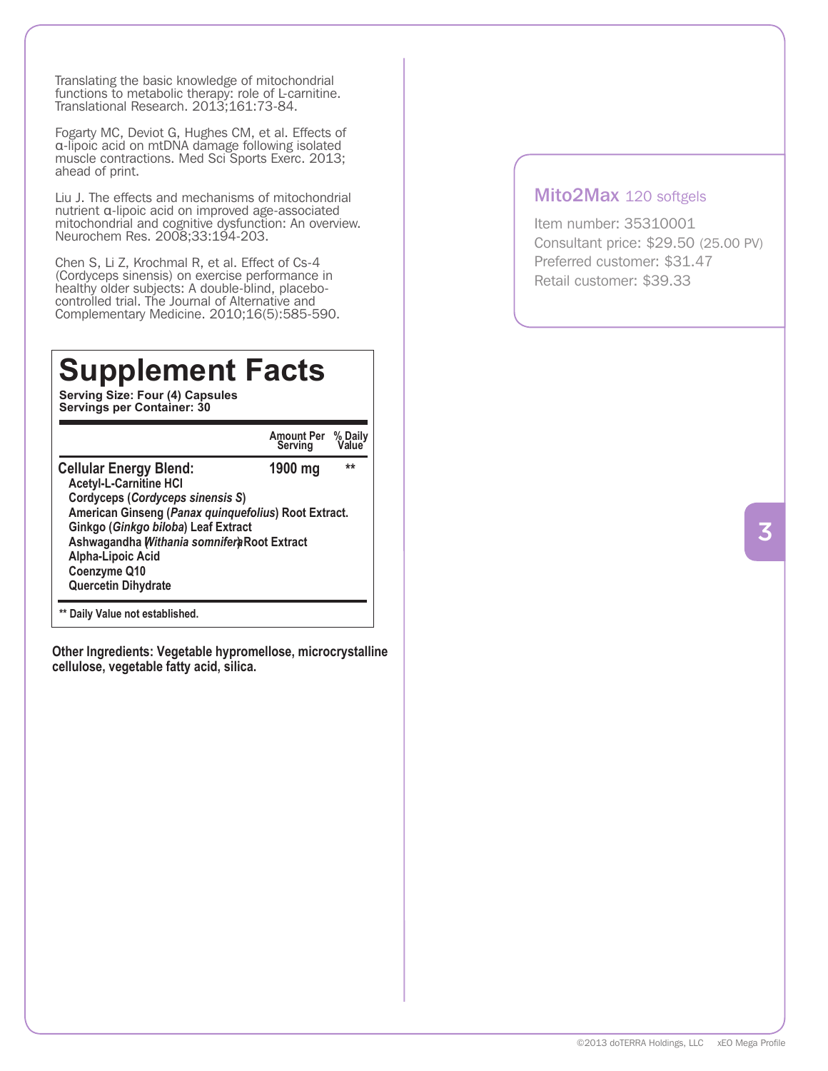Translating the basic knowledge of mitochondrial functions to metabolic therapy: role of L-carnitine. Translational Research. 2013;161:73-84.

Fogarty MC, Deviot G, Hughes CM, et al. Effects of α-lipoic acid on mtDNA damage following isolated muscle contractions. Med Sci Sports Exerc. 2013; ahead of print.

Liu J. The effects and mechanisms of mitochondrial nutrient α-lipoic acid on improved age-associated mitochondrial and cognitive dysfunction: An overview. Neurochem Res. 2008;33:194-203.

Chen S, Li Z, Krochmal R, et al. Effect of Cs-4 (Cordyceps sinensis) on exercise performance in healthy older subjects: A double-blind, placebo-controlled trial. The Journal of Alternative and Complementary Medicine. 2010;16(5):585-590.

## Supplement Facts

**Serving Size: Four (4) Capsules**
**Servings per Container: 30**

| | Amount Per Serving | % Daily Value |
|---|---|---|
| **Cellular Energy Blend:** | **1900 mg** | ** |
| Acetyl-L-Carnitine HCl | | |
| Cordyceps (*Cordyceps sinensis S*) | | |
| American Ginseng (*Panax quinquefolius*) Root Extract. | | |
| Ginkgo (*Ginkgo biloba*) Leaf Extract | | |
| Ashwagandha (*Withania somnifera*) Root Extract | | |
| Alpha-Lipoic Acid | | |
| Coenzyme Q10 | | |
| Quercetin Dihydrate | | |

** Daily Value not established.

**Other Ingredients: Vegetable hypromellose, microcrystalline cellulose, vegetable fatty acid, silica.**

### Mito2Max 120 softgels

Item number: 35310001
Consultant price: $29.50 (25.00 PV)
Preferred customer: $31.47
Retail customer: $39.33

©2013 doTERRA Holdings, LLC xEO Mega Profile